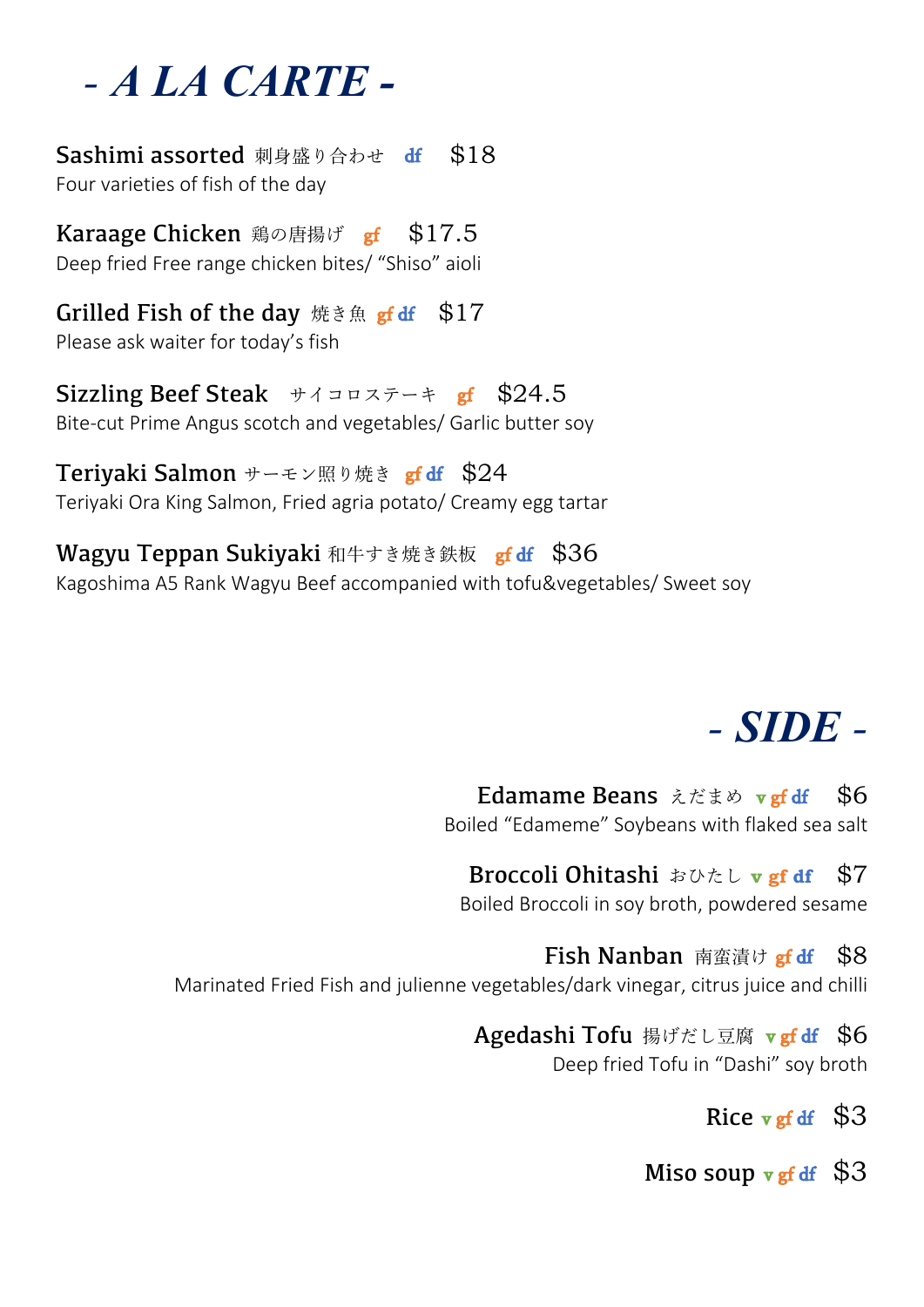# *- A LA CARTE -*

**Sashimi assorted** 刺身盛り合わせ df $18
Four varieties of fish of the day

**Karaage Chicken** 鶏の唐揚げ gf $17.5
Deep fried Free range chicken bites/ "Shiso" aioli

**Grilled Fish of the day** 焼き魚 gf df $17
Please ask waiter for today's fish

**Sizzling Beef Steak** サイコロステーキ gf $24.5
Bite-cut Prime Angus scotch and vegetables/ Garlic butter soy

**Teriyaki Salmon** サーモン照り焼き gf df $24
Teriyaki Ora King Salmon, Fried agria potato/ Creamy egg tartar

**Wagyu Teppan Sukiyaki** 和牛すき焼き鉄板 gf df $36
Kagoshima A5 Rank Wagyu Beef accompanied with tofu&vegetables/ Sweet soy

# *- SIDE -*

**Edamame Beans** えだまめ v gf df $6
Boiled "Edameme" Soybeans with flaked sea salt

**Broccoli Ohitashi** おひたし v gf df $7
Boiled Broccoli in soy broth, powdered sesame

**Fish Nanban** 南蛮漬け gf df $8
Marinated Fried Fish and julienne vegetables/dark vinegar, citrus juice and chilli

**Agedashi Tofu** 揚げだし豆腐 v gf df $6
Deep fried Tofu in "Dashi" soy broth

**Rice** v gf df $3

**Miso soup** v gf df $3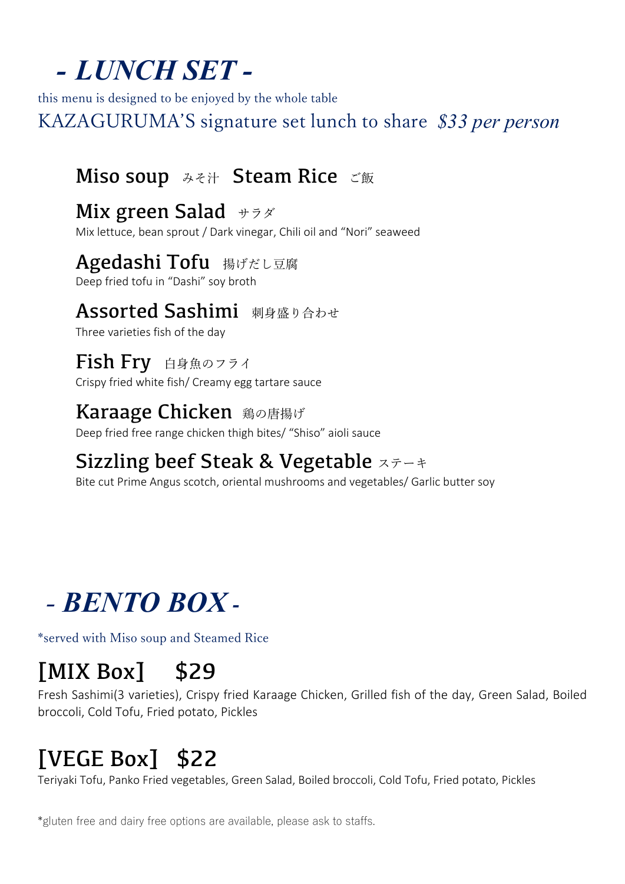# *- LUNCH SET -*

this menu is designed to be enjoyed by the whole table

KAZAGURUMA'S signature set lunch to share *$33 per person*

### Miso soup みそ汁 Steam Rice ご飯

### Mix green Salad サラダ

Mix lettuce, bean sprout / Dark vinegar, Chili oil and "Nori" seaweed

### Agedashi Tofu 揚げだし豆腐

Deep fried tofu in "Dashi" soy broth

### Assorted Sashimi 刺身盛り合わせ

Three varieties fish of the day

### Fish Fry 白身魚のフライ

Crispy fried white fish/ Creamy egg tartare sauce

### Karaage Chicken 鶏の唐揚げ

Deep fried free range chicken thigh bites/ "Shiso" aioli sauce

### Sizzling beef Steak & Vegetable ステーキ

Bite cut Prime Angus scotch, oriental mushrooms and vegetables/ Garlic butter soy

# *- BENTO BOX -*

*served with Miso soup and Steamed Rice

## [MIX Box] $29

Fresh Sashimi(3 varieties), Crispy fried Karaage Chicken, Grilled fish of the day, Green Salad, Boiled broccoli, Cold Tofu, Fried potato, Pickles

## [VEGE Box] $22

Teriyaki Tofu, Panko Fried vegetables, Green Salad, Boiled broccoli, Cold Tofu, Fried potato, Pickles

*gluten free and dairy free options are available, please ask to staffs.